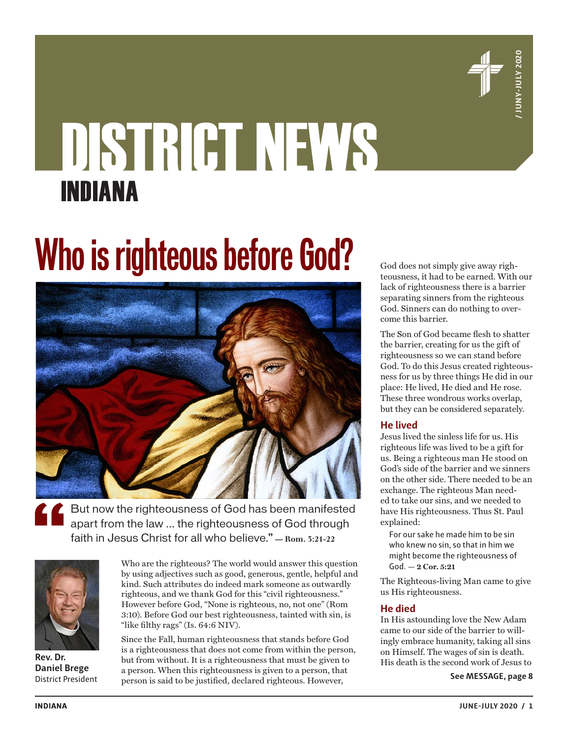# DISTRICT NEWS

## INDIANA

# Who is righteous before God?

> But now the righteousness of God has been manifested apart from the law ... the righteousness of God through faith in Jesus Christ for all who believe." — **Rom. 3:21-22**

**Rev. Dr. Daniel Brege**
District President

Who are the righteous? The world would answer this question by using adjectives such as good, generous, gentle, helpful and kind. Such attributes do indeed mark someone as outwardly righteous, and we thank God for this "civil righteousness." However before God, "None is righteous, no, not one" (Rom 3:10). Before God our best righteousness, tainted with sin, is "like filthy rags" (Is. 64:6 NIV).

Since the Fall, human righteousness that stands before God is a righteousness that does not come from within the person, but from without. It is a righteousness that must be given to a person. When this righteousness is given to a person, that person is said to be justified, declared righteous. However, God does not simply give away righteousness, it had to be earned. With our lack of righteousness there is a barrier separating sinners from the righteous God. Sinners can do nothing to overcome this barrier.

The Son of God became flesh to shatter the barrier, creating for us the gift of righteousness so we can stand before God. To do this Jesus created righteousness for us by three things He did in our place: He lived, He died and He rose. These three wondrous works overlap, but they can be considered separately.

### He lived

Jesus lived the sinless life for us. His righteous life was lived to be a gift for us. Being a righteous man He stood on God's side of the barrier and we sinners on the other side. There needed to be an exchange. The righteous Man needed to take our sins, and we needed to have His righteousness. Thus St. Paul explained:

> For our sake he made him to be sin who knew no sin, so that in him we might become the righteousness of God. — **2 Cor. 5:21**

The Righteous-living Man came to give us His righteousness.

### He died

In His astounding love the New Adam came to our side of the barrier to willingly embrace humanity, taking all sins on Himself. The wages of sin is death. His death is the second work of Jesus to

**See MESSAGE, page 8**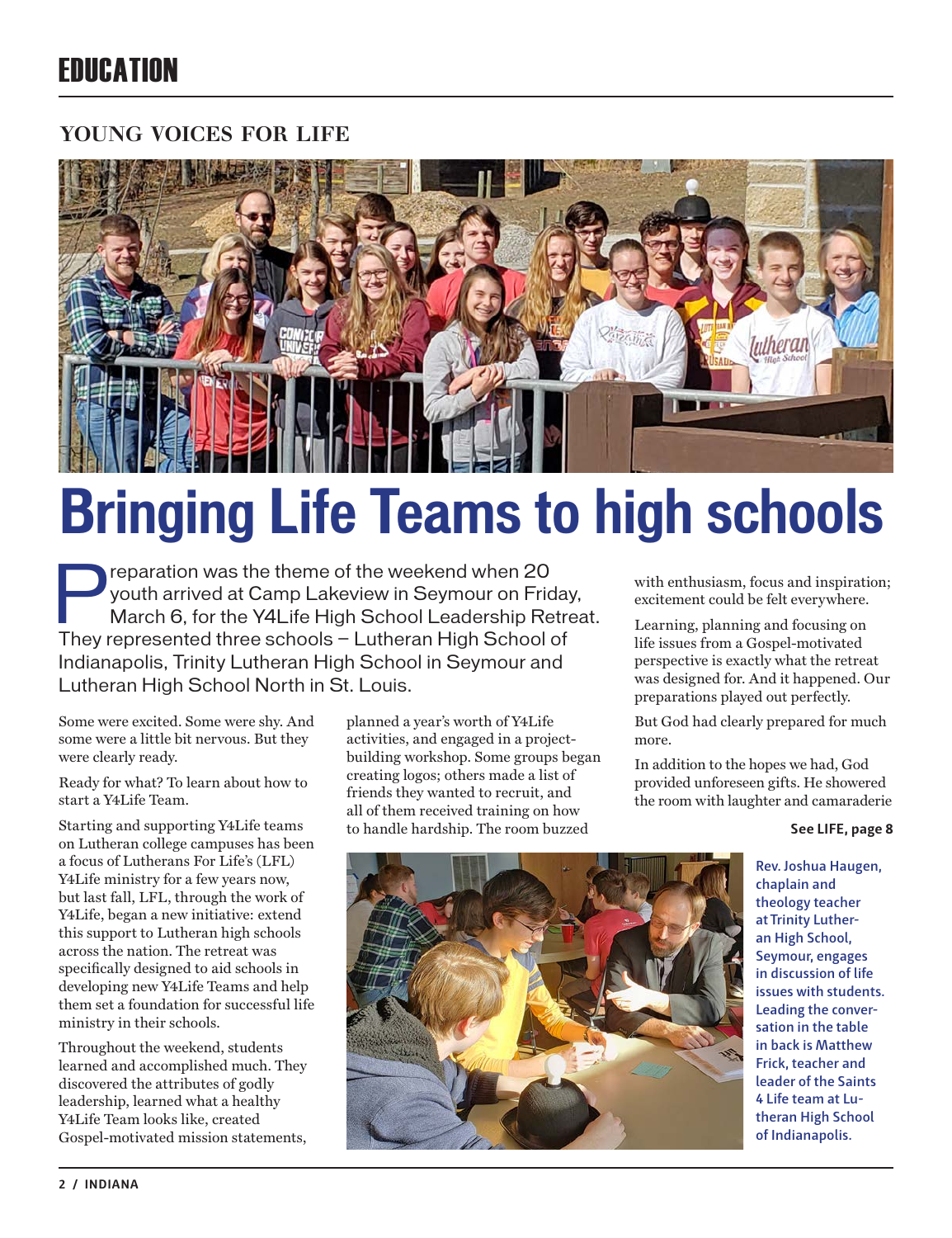# EDUCATION

## YOUNG VOICES FOR LIFE

# Bringing Life Teams to high schools

Preparation was the theme of the weekend when 20 youth arrived at Camp Lakeview in Seymour on Friday, March 6, for the Y4Life High School Leadership Retreat. They represented three schools – Lutheran High School of Indianapolis, Trinity Lutheran High School in Seymour and Lutheran High School North in St. Louis.

Some were excited. Some were shy. And some were a little bit nervous. But they were clearly ready.

Ready for what? To learn about how to start a Y4Life Team.

Starting and supporting Y4Life teams on Lutheran college campuses has been a focus of Lutherans For Life's (LFL) Y4Life ministry for a few years now, but last fall, LFL, through the work of Y4Life, began a new initiative: extend this support to Lutheran high schools across the nation. The retreat was specifically designed to aid schools in developing new Y4Life Teams and help them set a foundation for successful life ministry in their schools.

Throughout the weekend, students learned and accomplished much. They discovered the attributes of godly leadership, learned what a healthy Y4Life Team looks like, created Gospel-motivated mission statements, planned a year's worth of Y4Life activities, and engaged in a project-building workshop. Some groups began creating logos; others made a list of friends they wanted to recruit, and all of them received training on how to handle hardship. The room buzzed with enthusiasm, focus and inspiration; excitement could be felt everywhere.

Learning, planning and focusing on life issues from a Gospel-motivated perspective is exactly what the retreat was designed for. And it happened. Our preparations played out perfectly.

But God had clearly prepared for much more.

In addition to the hopes we had, God provided unforeseen gifts. He showered the room with laughter and camaraderie

**See LIFE, page 8**

Rev. Joshua Haugen, chaplain and theology teacher at Trinity Lutheran High School, Seymour, engages in discussion of life issues with students. Leading the conversation in the table in back is Matthew Frick, teacher and leader of the Saints 4 Life team at Lutheran High School of Indianapolis.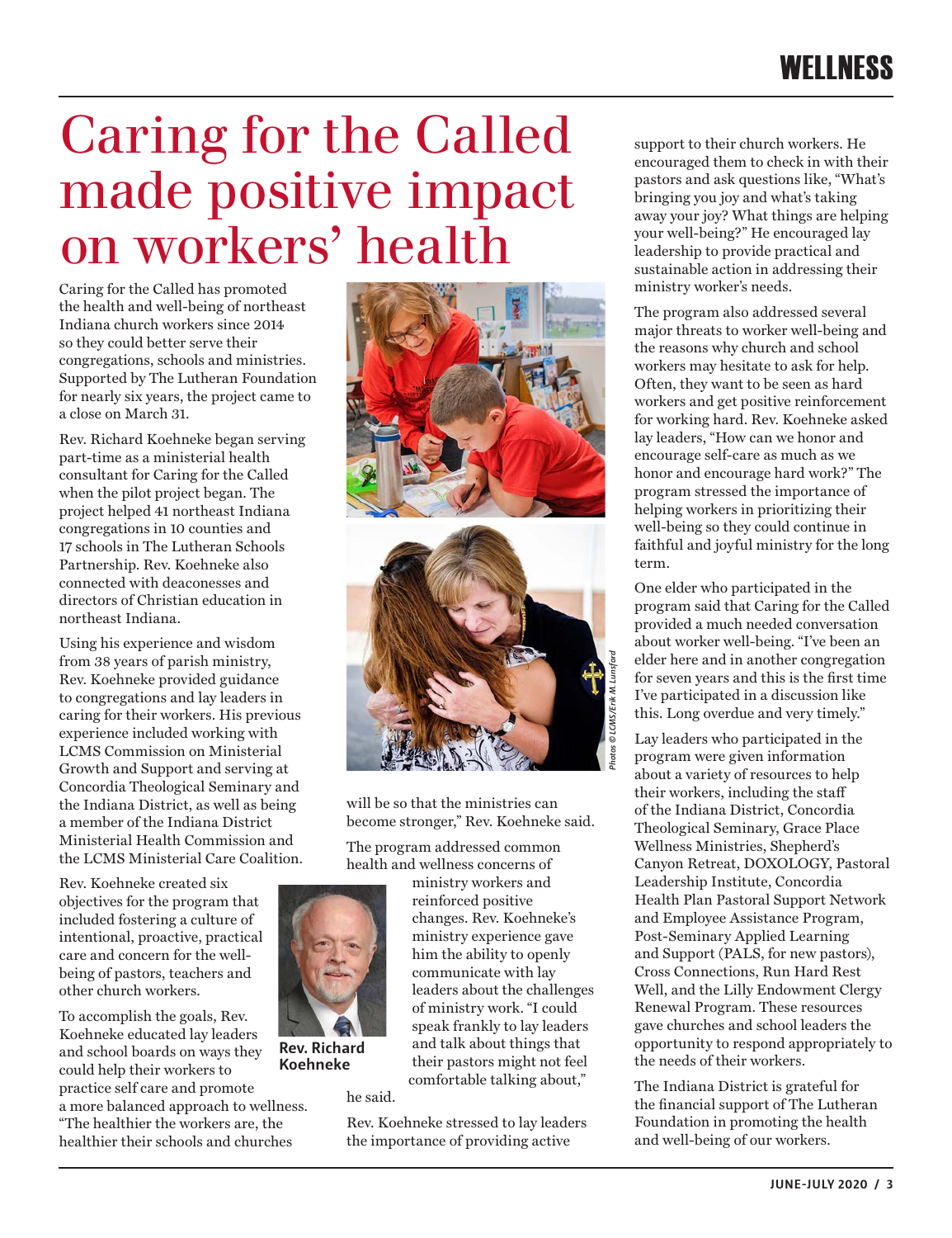# Caring for the Called made positive impact on workers' health

Caring for the Called has promoted the health and well-being of northeast Indiana church workers since 2014 so they could better serve their congregations, schools and ministries. Supported by The Lutheran Foundation for nearly six years, the project came to a close on March 31.

Rev. Richard Koehneke began serving part-time as a ministerial health consultant for Caring for the Called when the pilot project began. The project helped 41 northeast Indiana congregations in 10 counties and 17 schools in The Lutheran Schools Partnership. Rev. Koehneke also connected with deaconesses and directors of Christian education in northeast Indiana.

Using his experience and wisdom from 38 years of parish ministry, Rev. Koehneke provided guidance to congregations and lay leaders in caring for their workers. His previous experience included working with LCMS Commission on Ministerial Growth and Support and serving at Concordia Theological Seminary and the Indiana District, as well as being a member of the Indiana District Ministerial Health Commission and the LCMS Ministerial Care Coalition.

Rev. Koehneke created six objectives for the program that included fostering a culture of intentional, proactive, practical care and concern for the well-being of pastors, teachers and other church workers.

To accomplish the goals, Rev. Koehneke educated lay leaders and school boards on ways they could help their workers to practice self care and promote a more balanced approach to wellness. "The healthier the workers are, the healthier their schools and churches will be so that the ministries can become stronger," Rev. Koehneke said.

*Photos © LCMS/Erik M. Lunsford*

The program addressed common health and wellness concerns of ministry workers and reinforced positive changes. Rev. Koehneke's ministry experience gave him the ability to openly communicate with lay leaders about the challenges of ministry work. "I could speak frankly to lay leaders and talk about things that their pastors might not feel comfortable talking about," he said.

**Rev. Richard Koehneke**

Rev. Koehneke stressed to lay leaders the importance of providing active support to their church workers. He encouraged them to check in with their pastors and ask questions like, "What's bringing you joy and what's taking away your joy? What things are helping your well-being?" He encouraged lay leadership to provide practical and sustainable action in addressing their ministry worker's needs.

The program also addressed several major threats to worker well-being and the reasons why church and school workers may hesitate to ask for help. Often, they want to be seen as hard workers and get positive reinforcement for working hard. Rev. Koehneke asked lay leaders, "How can we honor and encourage self-care as much as we honor and encourage hard work?" The program stressed the importance of helping workers in prioritizing their well-being so they could continue in faithful and joyful ministry for the long term.

One elder who participated in the program said that Caring for the Called provided a much needed conversation about worker well-being. "I've been an elder here and in another congregation for seven years and this is the first time I've participated in a discussion like this. Long overdue and very timely."

Lay leaders who participated in the program were given information about a variety of resources to help their workers, including the staff of the Indiana District, Concordia Theological Seminary, Grace Place Wellness Ministries, Shepherd's Canyon Retreat, DOXOLOGY, Pastoral Leadership Institute, Concordia Health Plan Pastoral Support Network and Employee Assistance Program, Post-Seminary Applied Learning and Support (PALS, for new pastors), Cross Connections, Run Hard Rest Well, and the Lilly Endowment Clergy Renewal Program. These resources gave churches and school leaders the opportunity to respond appropriately to the needs of their workers.

The Indiana District is grateful for the financial support of The Lutheran Foundation in promoting the health and well-being of our workers.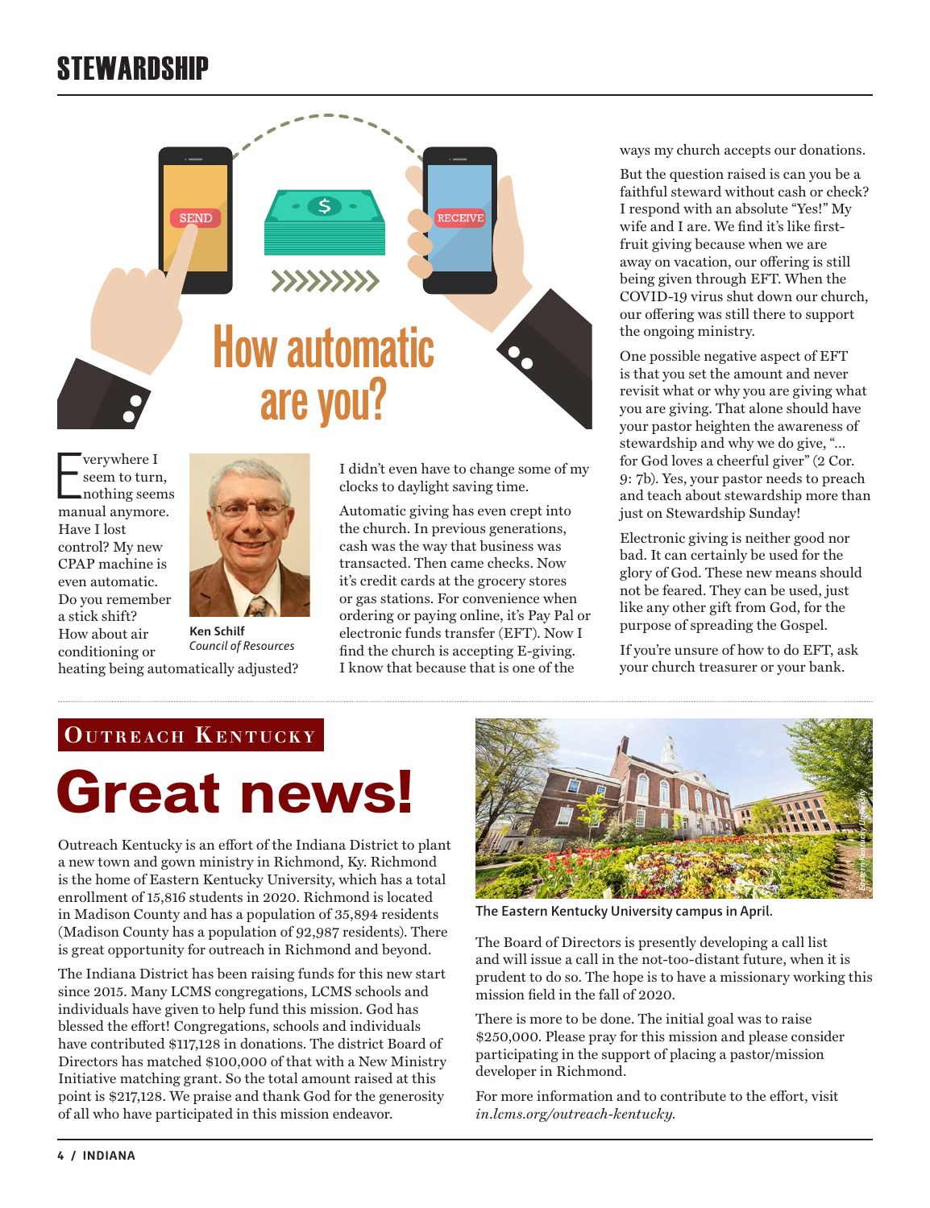# STEWARDSHIP

## How automatic are you?

Everywhere I seem to turn, nothing seems manual anymore. Have I lost control? My new CPAP machine is even automatic. Do you remember a stick shift? How about air conditioning or heating being automatically adjusted? I didn't even have to change some of my clocks to daylight saving time.

**Ken Schilf**
*Council of Resources*

Automatic giving has even crept into the church. In previous generations, cash was the way that business was transacted. Then came checks. Now it's credit cards at the grocery stores or gas stations. For convenience when ordering or paying online, it's Pay Pal or electronic funds transfer (EFT). Now I find the church is accepting E-giving. I know that because that is one of the ways my church accepts our donations.

But the question raised is can you be a faithful steward without cash or check? I respond with an absolute "Yes!" My wife and I are. We find it's like first-fruit giving because when we are away on vacation, our offering is still being given through EFT. When the COVID-19 virus shut down our church, our offering was still there to support the ongoing ministry.

One possible negative aspect of EFT is that you set the amount and never revisit what or why you are giving what you are giving. That alone should have your pastor heighten the awareness of stewardship and why we do give, "… for God loves a cheerful giver" (2 Cor. 9: 7b). Yes, your pastor needs to preach and teach about stewardship more than just on Stewardship Sunday!

Electronic giving is neither good nor bad. It can certainly be used for the glory of God. These new means should not be feared. They can be used, just like any other gift from God, for the purpose of spreading the Gospel.

If you're unsure of how to do EFT, ask your church treasurer or your bank.

---

**OUTREACH KENTUCKY**

# Great news!

Outreach Kentucky is an effort of the Indiana District to plant a new town and gown ministry in Richmond, Ky. Richmond is the home of Eastern Kentucky University, which has a total enrollment of 15,816 students in 2020. Richmond is located in Madison County and has a population of 35,894 residents (Madison County has a population of 92,987 residents). There is great opportunity for outreach in Richmond and beyond.

The Indiana District has been raising funds for this new start since 2015. Many LCMS congregations, LCMS schools and individuals have given to help fund this mission. God has blessed the effort! Congregations, schools and individuals have contributed $117,128 in donations. The district Board of Directors has matched $100,000 of that with a New Ministry Initiative matching grant. So the total amount raised at this point is $217,128. We praise and thank God for the generosity of all who have participated in this mission endeavor.

The Eastern Kentucky University campus in April.

The Board of Directors is presently developing a call list and will issue a call in the not-too-distant future, when it is prudent to do so. The hope is to have a missionary working this mission field in the fall of 2020.

There is more to be done. The initial goal was to raise $250,000. Please pray for this mission and please consider participating in the support of placing a pastor/mission developer in Richmond.

For more information and to contribute to the effort, visit *in.lcms.org/outreach-kentucky.*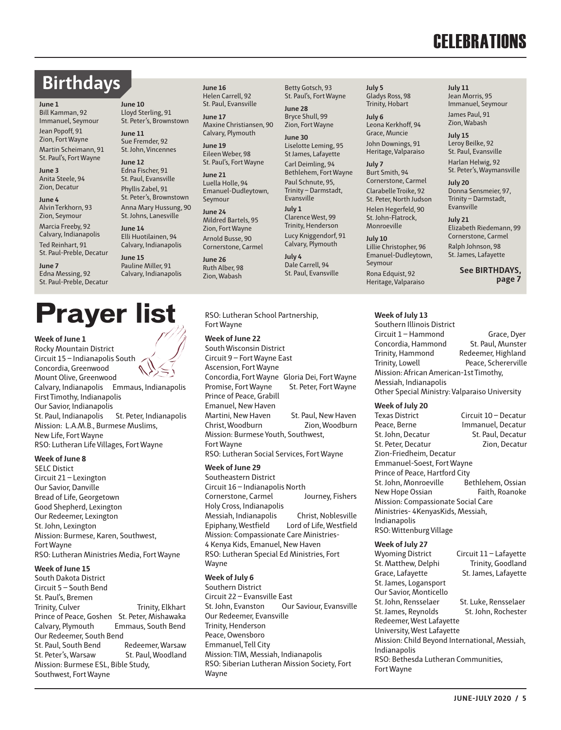# CELEBRATIONS

## Birthdays

**June 1**
Bill Kamman, 92
Immanuel, Seymour

Jean Popoff, 91
Zion, Fort Wayne

Martin Scheimann, 91
St. Paul's, Fort Wayne

**June 3**
Anita Steele, 94
Zion, Decatur

**June 4**
Alvin Terkhorn, 93
Zion, Seymour

Marcia Freeby, 92
Calvary, Indianapolis

Ted Reinhart, 91
St. Paul-Preble, Decatur

**June 7**
Edna Messing, 92
St. Paul-Preble, Decatur

**June 10**
Lloyd Sterling, 91
St. Peter's, Brownstown

**June 11**
Sue Fremder, 92
St. John, Vincennes

**June 12**
Edna Fischer, 91
St. Paul, Evansville

Phyllis Zabel, 91
St. Peter's, Brownstown

Anna Mary Hussung, 90
St. Johns, Lanesville

**June 14**
Elli Huotilainen, 94
Calvary, Indianapolis

**June 15**
Pauline Miller, 91
Calvary, Indianapolis

**June 16**
Helen Carrell, 92
St. Paul, Evansville

**June 17**
Maxine Christiansen, 90
Calvary, Plymouth

**June 19**
Eileen Weber, 98
St. Paul's, Fort Wayne

**June 21**
Luella Holle, 94
Emanuel-Dudleytown, Seymour

**June 24**
Mildred Bartels, 95
Zion, Fort Wayne

Arnold Busse, 90
Cornerstone, Carmel

**June 26**
Ruth Alber, 98
Zion, Wabash

Betty Gotsch, 93
St. Paul's, Fort Wayne

**June 28**
Bryce Shull, 99
Zion, Fort Wayne

**June 30**
Liselotte Leming, 95
St James, Lafayette

Carl Deimling, 94
Bethlehem, Fort Wayne

Paul Schnute, 95,
Trinity – Darmstadt, Evansville

**July 1**
Clarence West, 99
Trinity, Henderson

Lucy Kniggendorf, 91
Calvary, Plymouth

**July 4**
Dale Carrell, 94
St. Paul, Evansville

**July 5**
Gladys Ross, 98
Trinity, Hobart

**July 6**
Leona Kerkhoff, 94
Grace, Muncie

John Downings, 91
Heritage, Valparaiso

**July 7**
Burt Smith, 94
Cornerstone, Carmel

Clarabelle Troike, 92
St. Peter, North Judson

Helen Hegerfeld, 90
St. John-Flatrock, Monroeville

**July 10**
Lillie Christopher, 96
Emanuel-Dudleytown, Seymour

Rona Edquist, 92
Heritage, Valparaiso

**July 11**
Jean Morris, 95
Immanuel, Seymour

James Paul, 91
Zion, Wabash

**July 15**
Leroy Beilke, 92
St. Paul, Evansville

Harlan Helwig, 92
St. Peter's, Waymansville

**July 20**
Donna Sensmeier, 97,
Trinity – Darmstadt, Evansville

**July 21**
Elizabeth Riedemann, 99
Cornerstone, Carmel

Ralph Johnson, 98
St. James, Lafayette

**See BIRTHDAYS, page 7**

# Prayer list

**Week of June 1**
Rocky Mountain District
Circuit 15 – Indianapolis South
Concordia, Greenwood
Mount Olive, Greenwood
Calvary, Indianapolis
Emmaus, Indianapolis
First Timothy, Indianapolis
Our Savior, Indianapolis
St. Paul, Indianapolis
St. Peter, Indianapolis
Mission: L.A.M.B., Burmese Muslims, New Life, Fort Wayne
RSO: Lutheran Life Villages, Fort Wayne

**Week of June 8**
SELC Distict
Circuit 21 – Lexington
Our Savior, Danville
Bread of Life, Georgetown
Good Shepherd, Lexington
Our Redeemer, Lexington
St. John, Lexington
Mission: Burmese, Karen, Southwest, Fort Wayne
RSO: Lutheran Ministries Media, Fort Wayne

**Week of June 15**
South Dakota District
Circuit 5 – South Bend
St. Paul's, Bremen
Trinity, Culver
Trinity, Elkhart
Prince of Peace, Goshen
St. Peter, Mishawaka
Calvary, Plymouth
Emmaus, South Bend
Our Redeemer, South Bend
St. Paul, South Bend
Redeemer, Warsaw
St. Peter's, Warsaw
St. Paul, Woodland
Mission: Burmese ESL, Bible Study, Southwest, Fort Wayne
RSO: Lutheran School Partnership, Fort Wayne

**Week of June 22**
South Wisconsin District
Circuit 9 – Fort Wayne East
Ascension, Fort Wayne
Concordia, Fort Wayne
Gloria Dei, Fort Wayne
Promise, Fort Wayne
St. Peter, Fort Wayne
Prince of Peace, Grabill
Emanuel, New Haven
Martini, New Haven
St. Paul, New Haven
Christ, Woodburn
Zion, Woodburn
Mission: Burmese Youth, Southwest, Fort Wayne
RSO: Lutheran Social Services, Fort Wayne

**Week of June 29**
Southeastern District
Circuit 16 – Indianapolis North
Cornerstone, Carmel
Journey, Fishers
Holy Cross, Indianapolis
Messiah, Indianapolis
Christ, Noblesville
Epiphany, Westfield
Lord of Life, Westfield
Mission: Compassionate Care Ministries- 4 Kenya Kids, Emanuel, New Haven
RSO: Lutheran Special Ed Ministries, Fort Wayne

**Week of July 6**
Southern District
Circuit 22 – Evansville East
St. John, Evanston
Our Saviour, Evansville
Our Redeemer, Evansville
Trinity, Henderson
Peace, Owensboro
Emmanuel, Tell City
Mission: TIM, Messiah, Indianapolis
RSO: Siberian Lutheran Mission Society, Fort Wayne

**Week of July 13**
Southern Illinois District
Circuit 1 – Hammond
Grace, Dyer
Concordia, Hammond
St. Paul, Munster
Trinity, Hammond
Redeemer, Highland
Trinity, Lowell
Peace, Schererville
Mission: African American-1st Timothy, Messiah, Indianapolis
Other Special Ministry: Valparaiso University

**Week of July 20**
Texas District
Circuit 10 – Decatur
Peace, Berne
Immanuel, Decatur
St. John, Decatur
St. Paul, Decatur
St. Peter, Decatur
Zion, Decatur
Zion-Friedheim, Decatur
Emmanuel-Soest, Fort Wayne
Prince of Peace, Hartford City
St. John, Monroeville
Bethlehem, Ossian
New Hope Ossian
Faith, Roanoke
Mission: Compassionate Social Care Ministries- 4KenyasKids, Messiah, Indianapolis
RSO: Wittenburg Village

**Week of July 27**
Wyoming District
Circuit 11 – Lafayette
St. Matthew, Delphi
Trinity, Goodland
Grace, Lafayette
St. James, Lafayette
St. James, Logansport
Our Savior, Monticello
St. John, Rensselaer
St. Luke, Rensselaer
St. James, Reynolds
St. John, Rochester
Redeemer, West Lafayette
University, West Lafayette
Mission: Child Beyond International, Messiah, Indianapolis
RSO: Bethesda Lutheran Communities, Fort Wayne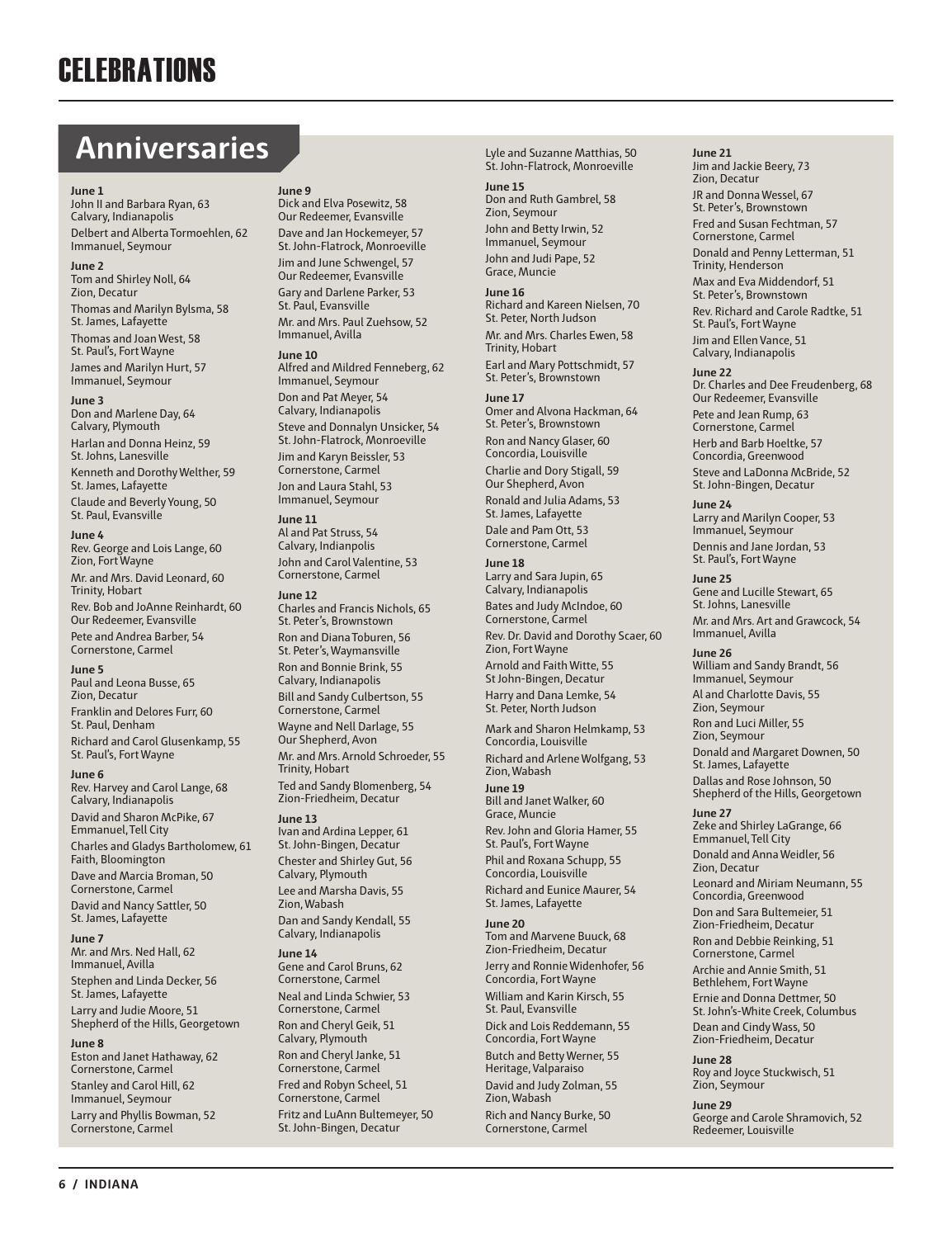# CELEBRATIONS

## Anniversaries

**June 1**
John II and Barbara Ryan, 63
Calvary, Indianapolis

Delbert and Alberta Tormoehlen, 62
Immanuel, Seymour

**June 2**
Tom and Shirley Noll, 64
Zion, Decatur

Thomas and Marilyn Bylsma, 58
St. James, Lafayette

Thomas and Joan West, 58
St. Paul's, Fort Wayne

James and Marilyn Hurt, 57
Immanuel, Seymour

**June 3**
Don and Marlene Day, 64
Calvary, Plymouth

Harlan and Donna Heinz, 59
St. Johns, Lanesville

Kenneth and Dorothy Welther, 59
St. James, Lafayette

Claude and Beverly Young, 50
St. Paul, Evansville

**June 4**
Rev. George and Lois Lange, 60
Zion, Fort Wayne

Mr. and Mrs. David Leonard, 60
Trinity, Hobart

Rev. Bob and JoAnne Reinhardt, 60
Our Redeemer, Evansville

Pete and Andrea Barber, 54
Cornerstone, Carmel

**June 5**
Paul and Leona Busse, 65
Zion, Decatur

Franklin and Delores Furr, 60
St. Paul, Denham

Richard and Carol Glusenkamp, 55
St. Paul's, Fort Wayne

**June 6**
Rev. Harvey and Carol Lange, 68
Calvary, Indianapolis

David and Sharon McPike, 67
Emmanuel, Tell City

Charles and Gladys Bartholomew, 61
Faith, Bloomington

Dave and Marcia Broman, 50
Cornerstone, Carmel

David and Nancy Sattler, 50
St. James, Lafayette

**June 7**
Mr. and Mrs. Ned Hall, 62
Immanuel, Avilla

Stephen and Linda Decker, 56
St. James, Lafayette

Larry and Judie Moore, 51
Shepherd of the Hills, Georgetown

**June 8**
Eston and Janet Hathaway, 62
Cornerstone, Carmel

Stanley and Carol Hill, 62
Immanuel, Seymour

Larry and Phyllis Bowman, 52
Cornerstone, Carmel

**June 9**
Dick and Elva Posewitz, 58
Our Redeemer, Evansville

Dave and Jan Hockemeyer, 57
St. John-Flatrock, Monroeville

Jim and June Schwengel, 57
Our Redeemer, Evansville

Gary and Darlene Parker, 53
St. Paul, Evansville

Mr. and Mrs. Paul Zuehsow, 52
Immanuel, Avilla

**June 10**
Alfred and Mildred Fenneberg, 62
Immanuel, Seymour

Don and Pat Meyer, 54
Calvary, Indianapolis

Steve and Donnalyn Unsicker, 54
St. John-Flatrock, Monroeville

Jim and Karyn Beissler, 53
Cornerstone, Carmel

Jon and Laura Stahl, 53
Immanuel, Seymour

**June 11**
Al and Pat Struss, 54
Calvary, Indianpolis

John and Carol Valentine, 53
Cornerstone, Carmel

**June 12**
Charles and Francis Nichols, 65
St. Peter's, Brownstown

Ron and Diana Toburen, 56
St. Peter's, Waymansville

Ron and Bonnie Brink, 55
Calvary, Indianapolis

Bill and Sandy Culbertson, 55
Cornerstone, Carmel

Wayne and Nell Darlage, 55
Our Shepherd, Avon

Mr. and Mrs. Arnold Schroeder, 55
Trinity, Hobart

Ted and Sandy Blomenberg, 54
Zion-Friedheim, Decatur

**June 13**
Ivan and Ardina Lepper, 61
St. John-Bingen, Decatur

Chester and Shirley Gut, 56
Calvary, Plymouth

Lee and Marsha Davis, 55
Zion, Wabash

Dan and Sandy Kendall, 55
Calvary, Indianapolis

**June 14**
Gene and Carol Bruns, 62
Cornerstone, Carmel

Neal and Linda Schwier, 53
Cornerstone, Carmel

Ron and Cheryl Geik, 51
Calvary, Plymouth

Ron and Cheryl Janke, 51
Cornerstone, Carmel

Fred and Robyn Scheel, 51
Cornerstone, Carmel

Fritz and LuAnn Bultemeyer, 50
St. John-Bingen, Decatur

Lyle and Suzanne Matthias, 50
St. John-Flatrock, Monroeville

**June 15**
Don and Ruth Gambrel, 58
Zion, Seymour

John and Betty Irwin, 52
Immanuel, Seymour

John and Judi Pape, 52
Grace, Muncie

**June 16**
Richard and Kareen Nielsen, 70
St. Peter, North Judson

Mr. and Mrs. Charles Ewen, 58
Trinity, Hobart

Earl and Mary Pottschmidt, 57
St. Peter's, Brownstown

**June 17**
Omer and Alvona Hackman, 64
St. Peter's, Brownstown

Ron and Nancy Glaser, 60
Concordia, Louisville

Charlie and Dory Stigall, 59
Our Shepherd, Avon

Ronald and Julia Adams, 53
St. James, Lafayette

Dale and Pam Ott, 53
Cornerstone, Carmel

**June 18**
Larry and Sara Jupin, 65
Calvary, Indianapolis

Bates and Judy McIndoe, 60
Cornerstone, Carmel

Rev. Dr. David and Dorothy Scaer, 60
Zion, Fort Wayne

Arnold and Faith Witte, 55
St John-Bingen, Decatur

Harry and Dana Lemke, 54
St. Peter, North Judson

Mark and Sharon Helmkamp, 53
Concordia, Louisville

Richard and Arlene Wolfgang, 53
Zion, Wabash

**June 19**
Bill and Janet Walker, 60
Grace, Muncie

Rev. John and Gloria Hamer, 55
St. Paul's, Fort Wayne

Phil and Roxana Schupp, 55
Concordia, Louisville

Richard and Eunice Maurer, 54
St. James, Lafayette

**June 20**
Tom and Marvene Buuck, 68
Zion-Friedheim, Decatur

Jerry and Ronnie Widenhofer, 56
Concordia, Fort Wayne

William and Karin Kirsch, 55
St. Paul, Evansville

Dick and Lois Reddemann, 55
Concordia, Fort Wayne

Butch and Betty Werner, 55
Heritage, Valparaiso

David and Judy Zolman, 55
Zion, Wabash

Rich and Nancy Burke, 50
Cornerstone, Carmel

**June 21**
Jim and Jackie Beery, 73
Zion, Decatur

JR and Donna Wessel, 67
St. Peter's, Brownstown

Fred and Susan Fechtman, 57
Cornerstone, Carmel

Donald and Penny Letterman, 51
Trinity, Henderson

Max and Eva Middendorf, 51
St. Peter's, Brownstown

Rev. Richard and Carole Radtke, 51
St. Paul's, Fort Wayne

Jim and Ellen Vance, 51
Calvary, Indianapolis

**June 22**
Dr. Charles and Dee Freudenberg, 68
Our Redeemer, Evansville

Pete and Jean Rump, 63
Cornerstone, Carmel

Herb and Barb Hoeltke, 57
Concordia, Greenwood

Steve and LaDonna McBride, 52
St. John-Bingen, Decatur

**June 24**
Larry and Marilyn Cooper, 53
Immanuel, Seymour

Dennis and Jane Jordan, 53
St. Paul's, Fort Wayne

**June 25**
Gene and Lucille Stewart, 65
St. Johns, Lanesville

Mr. and Mrs. Art and Grawcock, 54
Immanuel, Avilla

**June 26**
William and Sandy Brandt, 56
Immanuel, Seymour

Al and Charlotte Davis, 55
Zion, Seymour

Ron and Luci Miller, 55
Zion, Seymour

Donald and Margaret Downen, 50
St. James, Lafayette

Dallas and Rose Johnson, 50
Shepherd of the Hills, Georgetown

**June 27**
Zeke and Shirley LaGrange, 66
Emmanuel, Tell City

Donald and Anna Weidler, 56
Zion, Decatur

Leonard and Miriam Neumann, 55
Concordia, Greenwood

Don and Sara Bultemeier, 51
Zion-Friedheim, Decatur

Ron and Debbie Reinking, 51
Cornerstone, Carmel

Archie and Annie Smith, 51
Bethlehem, Fort Wayne

Ernie and Donna Dettmer, 50
St. John's-White Creek, Columbus

Dean and Cindy Wass, 50
Zion-Friedheim, Decatur

**June 28**
Roy and Joyce Stuckwisch, 51
Zion, Seymour

**June 29**
George and Carole Shramovich, 52
Redeemer, Louisville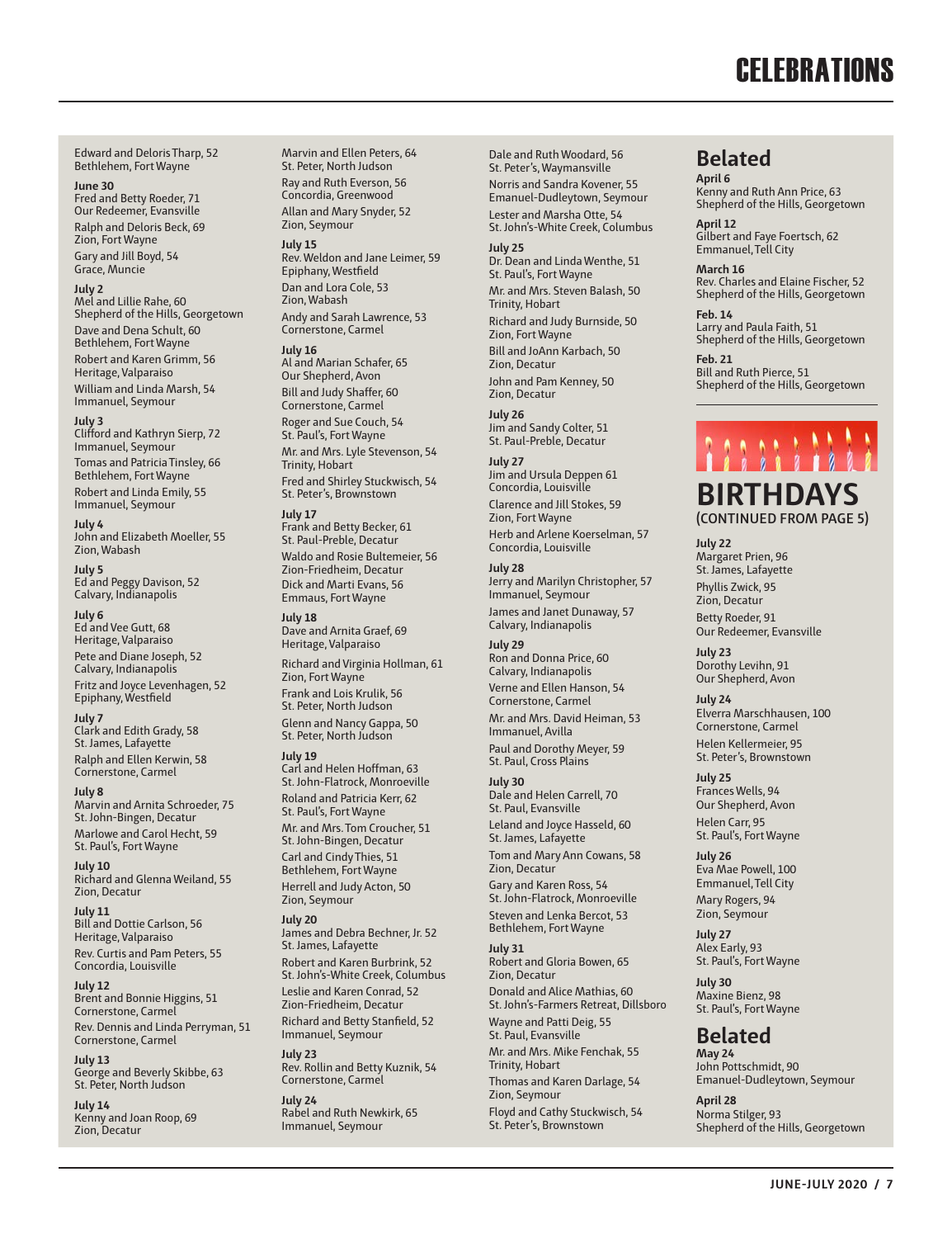# CELEBRATIONS

Edward and Deloris Tharp, 52
Bethlehem, Fort Wayne

**June 30**
Fred and Betty Roeder, 71
Our Redeemer, Evansville

Ralph and Deloris Beck, 69
Zion, Fort Wayne

Gary and Jill Boyd, 54
Grace, Muncie

**July 2**
Mel and Lillie Rahe, 60
Shepherd of the Hills, Georgetown

Dave and Dena Schult, 60
Bethlehem, Fort Wayne

Robert and Karen Grimm, 56
Heritage, Valparaiso

William and Linda Marsh, 54
Immanuel, Seymour

**July 3**
Clifford and Kathryn Sierp, 72
Immanuel, Seymour

Tomas and Patricia Tinsley, 66
Bethlehem, Fort Wayne

Robert and Linda Emily, 55
Immanuel, Seymour

**July 4**
John and Elizabeth Moeller, 55
Zion, Wabash

**July 5**
Ed and Peggy Davison, 52
Calvary, Indianapolis

**July 6**
Ed and Vee Gutt, 68
Heritage, Valparaiso

Pete and Diane Joseph, 52
Calvary, Indianapolis

Fritz and Joyce Levenhagen, 52
Epiphany, Westfield

**July 7**
Clark and Edith Grady, 58
St. James, Lafayette

Ralph and Ellen Kerwin, 58
Cornerstone, Carmel

**July 8**
Marvin and Arnita Schroeder, 75
St. John-Bingen, Decatur

Marlowe and Carol Hecht, 59
St. Paul's, Fort Wayne

**July 10**
Richard and Glenna Weiland, 55
Zion, Decatur

**July 11**
Bill and Dottie Carlson, 56
Heritage, Valparaiso

Rev. Curtis and Pam Peters, 55
Concordia, Louisville

**July 12**
Brent and Bonnie Higgins, 51
Cornerstone, Carmel

Rev. Dennis and Linda Perryman, 51
Cornerstone, Carmel

**July 13**
George and Beverly Skibbe, 63
St. Peter, North Judson

**July 14**
Kenny and Joan Roop, 69
Zion, Decatur

Marvin and Ellen Peters, 64
St. Peter, North Judson

Ray and Ruth Everson, 56
Concordia, Greenwood

Allan and Mary Snyder, 52
Zion, Seymour

**July 15**
Rev. Weldon and Jane Leimer, 59
Epiphany, Westfield

Dan and Lora Cole, 53
Zion, Wabash

Andy and Sarah Lawrence, 53
Cornerstone, Carmel

**July 16**
Al and Marian Schafer, 65
Our Shepherd, Avon

Bill and Judy Shaffer, 60
Cornerstone, Carmel

Roger and Sue Couch, 54
St. Paul's, Fort Wayne

Mr. and Mrs. Lyle Stevenson, 54
Trinity, Hobart

Fred and Shirley Stuckwisch, 54
St. Peter's, Brownstown

**July 17**
Frank and Betty Becker, 61
St. Paul-Preble, Decatur

Waldo and Rosie Bultemeier, 56
Zion-Friedheim, Decatur

Dick and Marti Evans, 56
Emmaus, Fort Wayne

**July 18**
Dave and Arnita Graef, 69
Heritage, Valparaiso

Richard and Virginia Hollman, 61
Zion, Fort Wayne

Frank and Lois Krulik, 56
St. Peter, North Judson

Glenn and Nancy Gappa, 50
St. Peter, North Judson

**July 19**
Carl and Helen Hoffman, 63
St. John-Flatrock, Monroeville

Roland and Patricia Kerr, 62
St. Paul's, Fort Wayne

Mr. and Mrs. Tom Croucher, 51
St. John-Bingen, Decatur

Carl and Cindy Thies, 51
Bethlehem, Fort Wayne

Herrell and Judy Acton, 50
Zion, Seymour

**July 20**
James and Debra Bechner, Jr. 52
St. James, Lafayette

Robert and Karen Burbrink, 52
St. John's-White Creek, Columbus

Leslie and Karen Conrad, 52
Zion-Friedheim, Decatur

Richard and Betty Stanfield, 52
Immanuel, Seymour

**July 23**
Rev. Rollin and Betty Kuznik, 54
Cornerstone, Carmel

**July 24**
Rabel and Ruth Newkirk, 65
Immanuel, Seymour

Dale and Ruth Woodard, 56
St. Peter's, Waymansville

Norris and Sandra Kovener, 55
Emanuel-Dudleytown, Seymour

Lester and Marsha Otte, 54
St. John's-White Creek, Columbus

**July 25**
Dr. Dean and Linda Wenthe, 51
St. Paul's, Fort Wayne

Mr. and Mrs. Steven Balash, 50
Trinity, Hobart

Richard and Judy Burnside, 50
Zion, Fort Wayne

Bill and JoAnn Karbach, 50
Zion, Decatur

John and Pam Kenney, 50
Zion, Decatur

**July 26**
Jim and Sandy Colter, 51
St. Paul-Preble, Decatur

**July 27**
Jim and Ursula Deppen 61
Concordia, Louisville

Clarence and Jill Stokes, 59
Zion, Fort Wayne

Herb and Arlene Koerselman, 57
Concordia, Louisville

**July 28**
Jerry and Marilyn Christopher, 57
Immanuel, Seymour

James and Janet Dunaway, 57
Calvary, Indianapolis

**July 29**
Ron and Donna Price, 60
Calvary, Indianapolis

Verne and Ellen Hanson, 54
Cornerstone, Carmel

Mr. and Mrs. David Heiman, 53
Immanuel, Avilla

Paul and Dorothy Meyer, 59
St. Paul, Cross Plains

**July 30**
Dale and Helen Carrell, 70
St. Paul, Evansville

Leland and Joyce Hasseld, 60
St. James, Lafayette

Tom and Mary Ann Cowans, 58
Zion, Decatur

Gary and Karen Ross, 54
St. John-Flatrock, Monroeville

Steven and Lenka Bercot, 53
Bethlehem, Fort Wayne

**July 31**
Robert and Gloria Bowen, 65
Zion, Decatur

Donald and Alice Mathias, 60
St. John's-Farmers Retreat, Dillsboro

Wayne and Patti Deig, 55
St. Paul, Evansville

Mr. and Mrs. Mike Fenchak, 55
Trinity, Hobart

Thomas and Karen Darlage, 54
Zion, Seymour

Floyd and Cathy Stuckwisch, 54
St. Peter's, Brownstown

## Belated

**April 6**
Kenny and Ruth Ann Price, 63
Shepherd of the Hills, Georgetown

**April 12**
Gilbert and Faye Foertsch, 62
Emmanuel, Tell City

**March 16**
Rev. Charles and Elaine Fischer, 52
Shepherd of the Hills, Georgetown

**Feb. 14**
Larry and Paula Faith, 51
Shepherd of the Hills, Georgetown

**Feb. 21**
Bill and Ruth Pierce, 51
Shepherd of the Hills, Georgetown

# BIRTHDAYS

(CONTINUED FROM PAGE 5)

**July 22**
Margaret Prien, 96
St. James, Lafayette

Phyllis Zwick, 95
Zion, Decatur

Betty Roeder, 91
Our Redeemer, Evansville

**July 23**
Dorothy Levihn, 91
Our Shepherd, Avon

**July 24**
Elverra Marschhausen, 100
Cornerstone, Carmel

Helen Kellermeier, 95
St. Peter's, Brownstown

**July 25**
Frances Wells, 94
Our Shepherd, Avon

Helen Carr, 95
St. Paul's, Fort Wayne

**July 26**
Eva Mae Powell, 100
Emmanuel, Tell City

Mary Rogers, 94
Zion, Seymour

**July 27**
Alex Early, 93
St. Paul's, Fort Wayne

**July 30**
Maxine Bienz, 98
St. Paul's, Fort Wayne

## Belated

**May 24**
John Pottschmidt, 90
Emanuel-Dudleytown, Seymour

**April 28**
Norma Stilger, 93
Shepherd of the Hills, Georgetown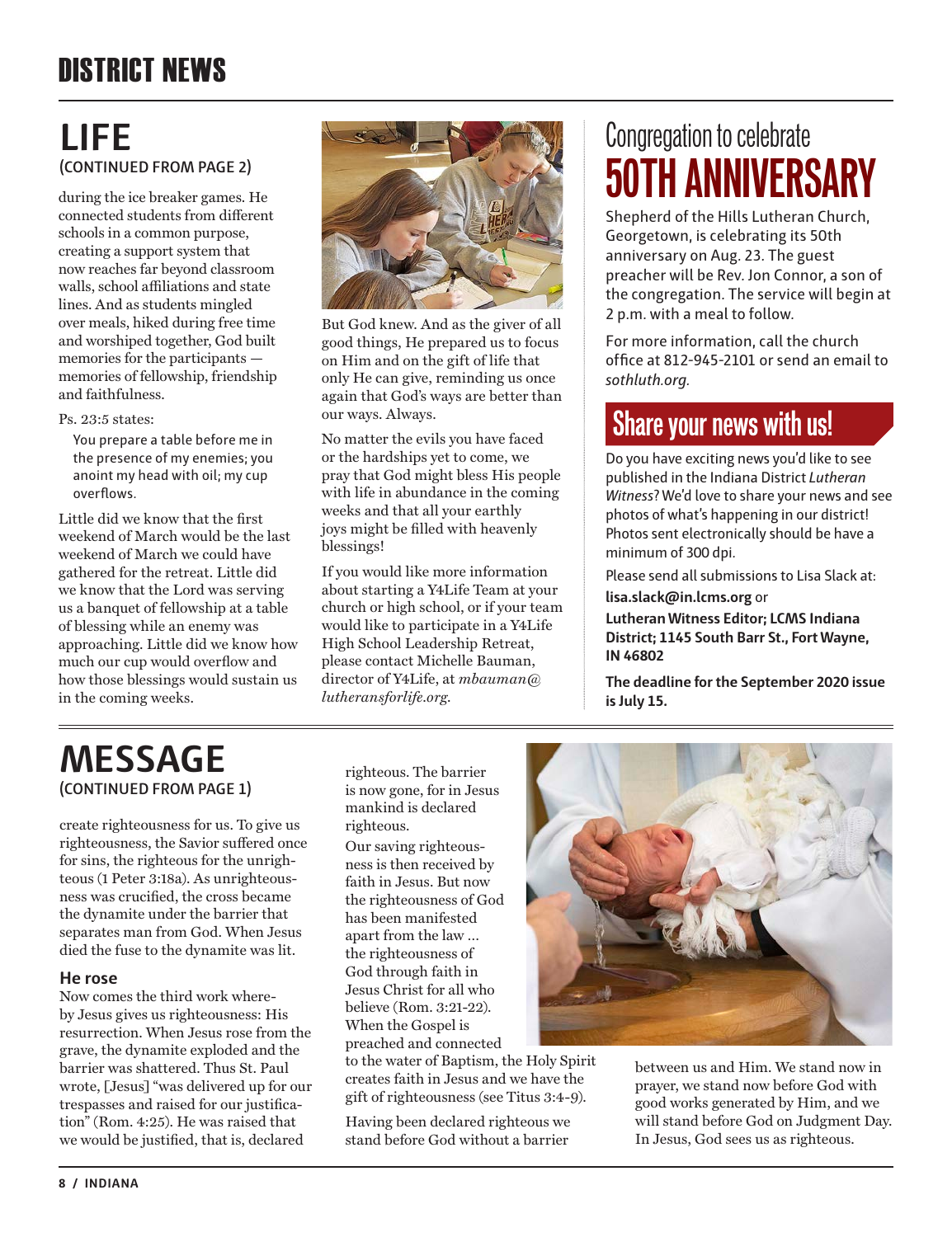# DISTRICT NEWS

## LIFE

(CONTINUED FROM PAGE 2)

during the ice breaker games. He connected students from different schools in a common purpose, creating a support system that now reaches far beyond classroom walls, school affiliations and state lines. And as students mingled over meals, hiked during free time and worshiped together, God built memories for the participants — memories of fellowship, friendship and faithfulness.

Ps. 23:5 states:

> You prepare a table before me in the presence of my enemies; you anoint my head with oil; my cup overflows.

Little did we know that the first weekend of March would be the last weekend of March we could have gathered for the retreat. Little did we know that the Lord was serving us a banquet of fellowship at a table of blessing while an enemy was approaching. Little did we know how much our cup would overflow and how those blessings would sustain us in the coming weeks.

But God knew. And as the giver of all good things, He prepared us to focus on Him and on the gift of life that only He can give, reminding us once again that God's ways are better than our ways. Always.

No matter the evils you have faced or the hardships yet to come, we pray that God might bless His people with life in abundance in the coming weeks and that all your earthly joys might be filled with heavenly blessings!

If you would like more information about starting a Y4Life Team at your church or high school, or if your team would like to participate in a Y4Life High School Leadership Retreat, please contact Michelle Bauman, director of Y4Life, at *mbauman@lutheransforlife.org*.

## Congregation to celebrate 50TH ANNIVERSARY

Shepherd of the Hills Lutheran Church, Georgetown, is celebrating its 50th anniversary on Aug. 23. The guest preacher will be Rev. Jon Connor, a son of the congregation. The service will begin at 2 p.m. with a meal to follow.

For more information, call the church office at 812-945-2101 or send an email to *sothluth.org*.

## Share your news with us!

Do you have exciting news you'd like to see published in the Indiana District *Lutheran Witness*? We'd love to share your news and see photos of what's happening in our district! Photos sent electronically should be have a minimum of 300 dpi.

Please send all submissions to Lisa Slack at:

**lisa.slack@in.lcms.org** or

**Lutheran Witness Editor; LCMS Indiana District; 1145 South Barr St., Fort Wayne, IN 46802**

**The deadline for the September 2020 issue is July 15.**

## MESSAGE

(CONTINUED FROM PAGE 1)

create righteousness for us. To give us righteousness, the Savior suffered once for sins, the righteous for the unrighteous (1 Peter 3:18a). As unrighteousness was crucified, the cross became the dynamite under the barrier that separates man from God. When Jesus died the fuse to the dynamite was lit.

### He rose

Now comes the third work whereby Jesus gives us righteousness: His resurrection. When Jesus rose from the grave, the dynamite exploded and the barrier was shattered. Thus St. Paul wrote, [Jesus] "was delivered up for our trespasses and raised for our justification" (Rom. 4:25). He was raised that we would be justified, that is, declared righteous. The barrier is now gone, for in Jesus mankind is declared righteous.

Our saving righteousness is then received by faith in Jesus. But now the righteousness of God has been manifested apart from the law … the righteousness of God through faith in Jesus Christ for all who believe (Rom. 3:21-22). When the Gospel is preached and connected to the water of Baptism, the Holy Spirit creates faith in Jesus and we have the gift of righteousness (see Titus 3:4-9).

Having been declared righteous we stand before God without a barrier between us and Him. We stand now in prayer, we stand now before God with good works generated by Him, and we will stand before God on Judgment Day. In Jesus, God sees us as righteous.